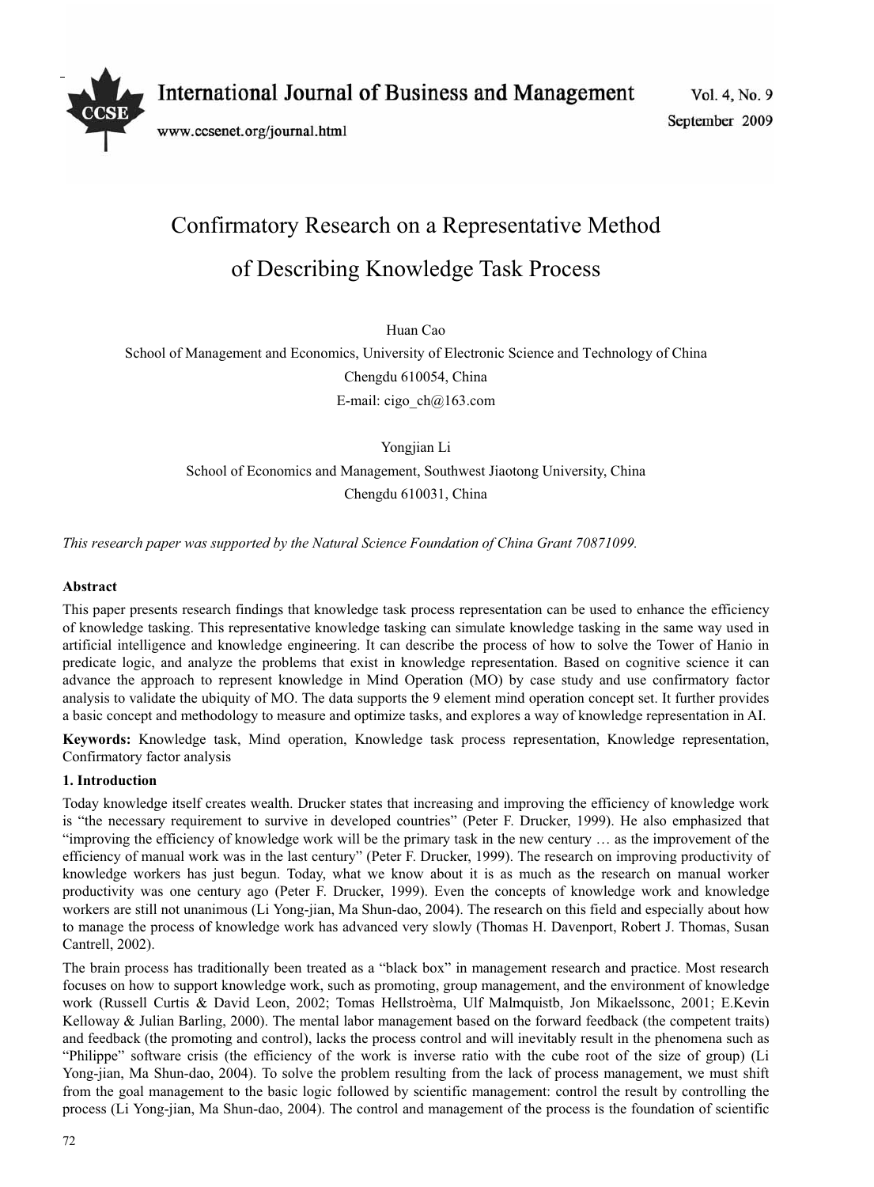# Confirmatory Research on a Representative Method of Describing Knowledge Task Process

Huan Cao

School of Management and Economics, University of Electronic Science and Technology of China

Chengdu 610054, China

E-mail: cigo_ch@163.com

Yongjian Li

School of Economics and Management, Southwest Jiaotong University, China

Chengdu 610031, China

*This research paper was supported by the Natural Science Foundation of China Grant 70871099.*

**Abstract**

This paper presents research findings that knowledge task process representation can be used to enhance the efficiency of knowledge tasking. This representative knowledge tasking can simulate knowledge tasking in the same way used in artificial intelligence and knowledge engineering. It can describe the process of how to solve the Tower of Hanio in predicate logic, and analyze the problems that exist in knowledge representation. Based on cognitive science it can advance the approach to represent knowledge in Mind Operation (MO) by case study and use confirmatory factor analysis to validate the ubiquity of MO. The data supports the 9 element mind operation concept set. It further provides a basic concept and methodology to measure and optimize tasks, and explores a way of knowledge representation in AI.

**Keywords:** Knowledge task, Mind operation, Knowledge task process representation, Knowledge representation, Confirmatory factor analysis

## 1. Introduction

Today knowledge itself creates wealth. Drucker states that increasing and improving the efficiency of knowledge work is "the necessary requirement to survive in developed countries" (Peter F. Drucker, 1999). He also emphasized that "improving the efficiency of knowledge work will be the primary task in the new century … as the improvement of the efficiency of manual work was in the last century" (Peter F. Drucker, 1999). The research on improving productivity of knowledge workers has just begun. Today, what we know about it is as much as the research on manual worker productivity was one century ago (Peter F. Drucker, 1999). Even the concepts of knowledge work and knowledge workers are still not unanimous (Li Yong-jian, Ma Shun-dao, 2004). The research on this field and especially about how to manage the process of knowledge work has advanced very slowly (Thomas H. Davenport, Robert J. Thomas, Susan Cantrell, 2002).

The brain process has traditionally been treated as a "black box" in management research and practice. Most research focuses on how to support knowledge work, such as promoting, group management, and the environment of knowledge work (Russell Curtis & David Leon, 2002; Tomas Hellstroèma, Ulf Malmquistb, Jon Mikaelssonc, 2001; E.Kevin Kelloway & Julian Barling, 2000). The mental labor management based on the forward feedback (the competent traits) and feedback (the promoting and control), lacks the process control and will inevitably result in the phenomena such as "Philippe" software crisis (the efficiency of the work is inverse ratio with the cube root of the size of group) (Li Yong-jian, Ma Shun-dao, 2004). To solve the problem resulting from the lack of process management, we must shift from the goal management to the basic logic followed by scientific management: control the result by controlling the process (Li Yong-jian, Ma Shun-dao, 2004). The control and management of the process is the foundation of scientific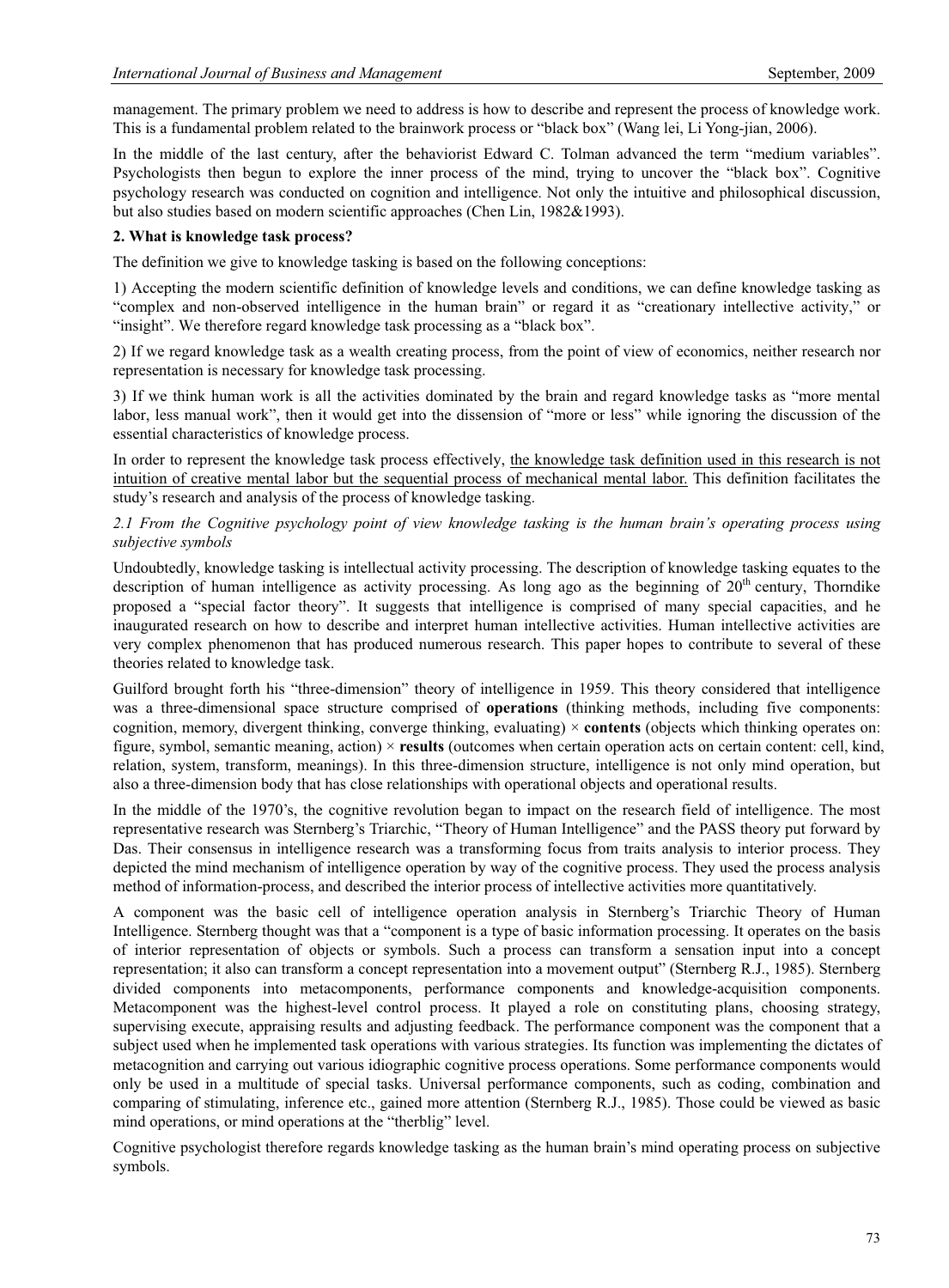management. The primary problem we need to address is how to describe and represent the process of knowledge work. This is a fundamental problem related to the brainwork process or "black box" (Wang lei, Li Yong-jian, 2006).

In the middle of the last century, after the behaviorist Edward C. Tolman advanced the term "medium variables". Psychologists then begun to explore the inner process of the mind, trying to uncover the "black box". Cognitive psychology research was conducted on cognition and intelligence. Not only the intuitive and philosophical discussion, but also studies based on modern scientific approaches (Chen Lin, 1982&1993).

## 2. What is knowledge task process?

The definition we give to knowledge tasking is based on the following conceptions:

1) Accepting the modern scientific definition of knowledge levels and conditions, we can define knowledge tasking as "complex and non-observed intelligence in the human brain" or regard it as "creationary intellective activity," or "insight". We therefore regard knowledge task processing as a "black box".

2) If we regard knowledge task as a wealth creating process, from the point of view of economics, neither research nor representation is necessary for knowledge task processing.

3) If we think human work is all the activities dominated by the brain and regard knowledge tasks as "more mental labor, less manual work", then it would get into the dissension of "more or less" while ignoring the discussion of the essential characteristics of knowledge process.

In order to represent the knowledge task process effectively, <u>the knowledge task definition used in this research is not intuition of creative mental labor but the sequential process of mechanical mental labor.</u> This definition facilitates the study's research and analysis of the process of knowledge tasking.

### *2.1 From the Cognitive psychology point of view knowledge tasking is the human brain's operating process using subjective symbols*

Undoubtedly, knowledge tasking is intellectual activity processing. The description of knowledge tasking equates to the description of human intelligence as activity processing. As long ago as the beginning of 20th century, Thorndike proposed a "special factor theory". It suggests that intelligence is comprised of many special capacities, and he inaugurated research on how to describe and interpret human intellective activities. Human intellective activities are very complex phenomenon that has produced numerous research. This paper hopes to contribute to several of these theories related to knowledge task.

Guilford brought forth his "three-dimension" theory of intelligence in 1959. This theory considered that intelligence was a three-dimensional space structure comprised of **operations** (thinking methods, including five components: cognition, memory, divergent thinking, converge thinking, evaluating) × **contents** (objects which thinking operates on: figure, symbol, semantic meaning, action) × **results** (outcomes when certain operation acts on certain content: cell, kind, relation, system, transform, meanings). In this three-dimension structure, intelligence is not only mind operation, but also a three-dimension body that has close relationships with operational objects and operational results.

In the middle of the 1970's, the cognitive revolution began to impact on the research field of intelligence. The most representative research was Sternberg's Triarchic, "Theory of Human Intelligence" and the PASS theory put forward by Das. Their consensus in intelligence research was a transforming focus from traits analysis to interior process. They depicted the mind mechanism of intelligence operation by way of the cognitive process. They used the process analysis method of information-process, and described the interior process of intellective activities more quantitatively.

A component was the basic cell of intelligence operation analysis in Sternberg's Triarchic Theory of Human Intelligence. Sternberg thought was that a "component is a type of basic information processing. It operates on the basis of interior representation of objects or symbols. Such a process can transform a sensation input into a concept representation; it also can transform a concept representation into a movement output" (Sternberg R.J., 1985). Sternberg divided components into metacomponents, performance components and knowledge-acquisition components. Metacomponent was the highest-level control process. It played a role on constituting plans, choosing strategy, supervising execute, appraising results and adjusting feedback. The performance component was the component that a subject used when he implemented task operations with various strategies. Its function was implementing the dictates of metacognition and carrying out various idiographic cognitive process operations. Some performance components would only be used in a multitude of special tasks. Universal performance components, such as coding, combination and comparing of stimulating, inference etc., gained more attention (Sternberg R.J., 1985). Those could be viewed as basic mind operations, or mind operations at the "therblig" level.

Cognitive psychologist therefore regards knowledge tasking as the human brain's mind operating process on subjective symbols.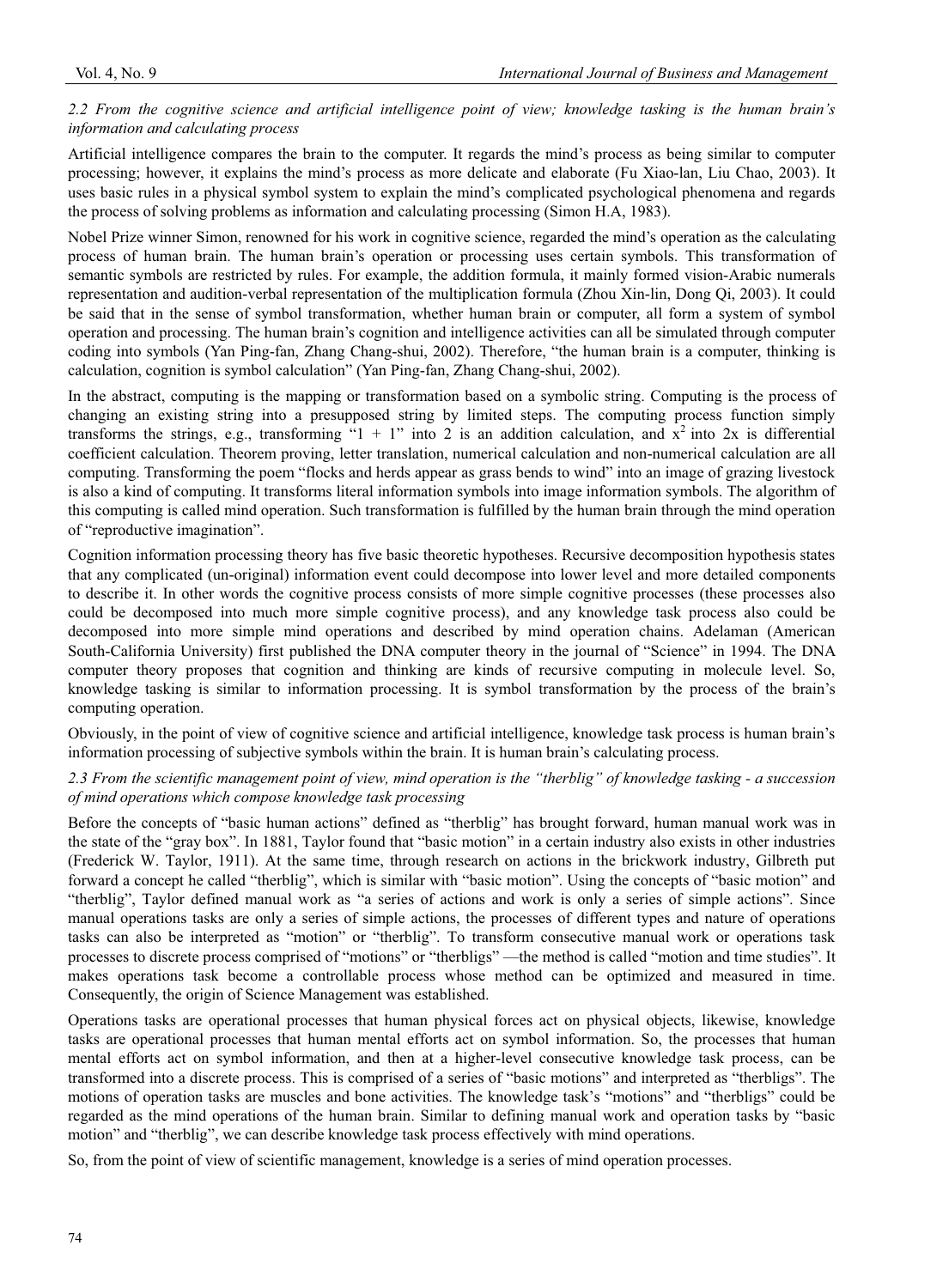### *2.2 From the cognitive science and artificial intelligence point of view; knowledge tasking is the human brain's information and calculating process*

Artificial intelligence compares the brain to the computer. It regards the mind's process as being similar to computer processing; however, it explains the mind's process as more delicate and elaborate (Fu Xiao-lan, Liu Chao, 2003). It uses basic rules in a physical symbol system to explain the mind's complicated psychological phenomena and regards the process of solving problems as information and calculating processing (Simon H.A, 1983).

Nobel Prize winner Simon, renowned for his work in cognitive science, regarded the mind's operation as the calculating process of human brain. The human brain's operation or processing uses certain symbols. This transformation of semantic symbols are restricted by rules. For example, the addition formula, it mainly formed vision-Arabic numerals representation and audition-verbal representation of the multiplication formula (Zhou Xin-lin, Dong Qi, 2003). It could be said that in the sense of symbol transformation, whether human brain or computer, all form a system of symbol operation and processing. The human brain's cognition and intelligence activities can all be simulated through computer coding into symbols (Yan Ping-fan, Zhang Chang-shui, 2002). Therefore, "the human brain is a computer, thinking is calculation, cognition is symbol calculation" (Yan Ping-fan, Zhang Chang-shui, 2002).

In the abstract, computing is the mapping or transformation based on a symbolic string. Computing is the process of changing an existing string into a presupposed string by limited steps. The computing process function simply transforms the strings, e.g., transforming "1 + 1" into 2 is an addition calculation, and $x^2$ into 2x is differential coefficient calculation. Theorem proving, letter translation, numerical calculation and non-numerical calculation are all computing. Transforming the poem "flocks and herds appear as grass bends to wind" into an image of grazing livestock is also a kind of computing. It transforms literal information symbols into image information symbols. The algorithm of this computing is called mind operation. Such transformation is fulfilled by the human brain through the mind operation of "reproductive imagination".

Cognition information processing theory has five basic theoretic hypotheses. Recursive decomposition hypothesis states that any complicated (un-original) information event could decompose into lower level and more detailed components to describe it. In other words the cognitive process consists of more simple cognitive processes (these processes also could be decomposed into much more simple cognitive process), and any knowledge task process also could be decomposed into more simple mind operations and described by mind operation chains. Adelaman (American South-California University) first published the DNA computer theory in the journal of "Science" in 1994. The DNA computer theory proposes that cognition and thinking are kinds of recursive computing in molecule level. So, knowledge tasking is similar to information processing. It is symbol transformation by the process of the brain's computing operation.

Obviously, in the point of view of cognitive science and artificial intelligence, knowledge task process is human brain's information processing of subjective symbols within the brain. It is human brain's calculating process.

### *2.3 From the scientific management point of view, mind operation is the "therblig" of knowledge tasking - a succession of mind operations which compose knowledge task processing*

Before the concepts of "basic human actions" defined as "therblig" has brought forward, human manual work was in the state of the "gray box". In 1881, Taylor found that "basic motion" in a certain industry also exists in other industries (Frederick W. Taylor, 1911). At the same time, through research on actions in the brickwork industry, Gilbreth put forward a concept he called "therblig", which is similar with "basic motion". Using the concepts of "basic motion" and "therblig", Taylor defined manual work as "a series of actions and work is only a series of simple actions". Since manual operations tasks are only a series of simple actions, the processes of different types and nature of operations tasks can also be interpreted as "motion" or "therblig". To transform consecutive manual work or operations task processes to discrete process comprised of "motions" or "therbligs" —the method is called "motion and time studies". It makes operations task become a controllable process whose method can be optimized and measured in time. Consequently, the origin of Science Management was established.

Operations tasks are operational processes that human physical forces act on physical objects, likewise, knowledge tasks are operational processes that human mental efforts act on symbol information. So, the processes that human mental efforts act on symbol information, and then at a higher-level consecutive knowledge task process, can be transformed into a discrete process. This is comprised of a series of "basic motions" and interpreted as "therbligs". The motions of operation tasks are muscles and bone activities. The knowledge task's "motions" and "therbligs" could be regarded as the mind operations of the human brain. Similar to defining manual work and operation tasks by "basic motion" and "therblig", we can describe knowledge task process effectively with mind operations.

So, from the point of view of scientific management, knowledge is a series of mind operation processes.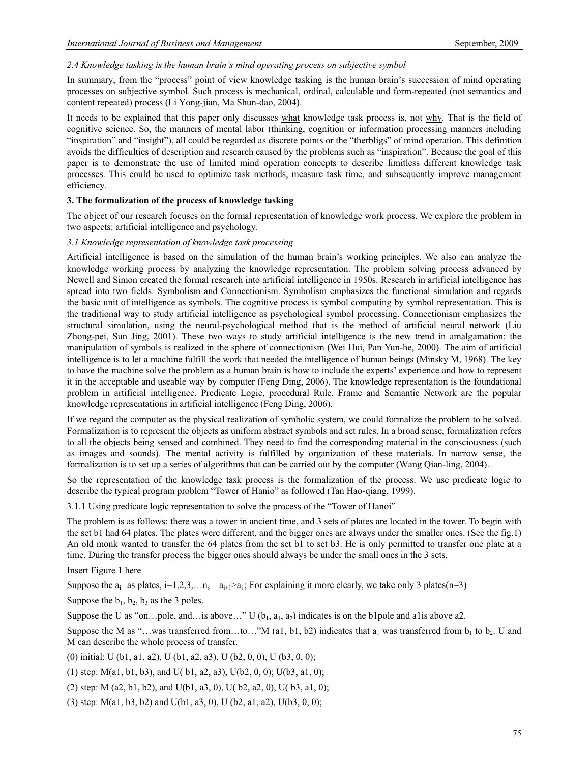*2.4 Knowledge tasking is the human brain's mind operating process on subjective symbol*

In summary, from the "process" point of view knowledge tasking is the human brain's succession of mind operating processes on subjective symbol. Such process is mechanical, ordinal, calculable and form-repeated (not semantics and content repeated) process (Li Yong-jian, Ma Shun-dao, 2004).

It needs to be explained that this paper only discusses <u>what</u> knowledge task process is, not <u>why</u>. That is the field of cognitive science. So, the manners of mental labor (thinking, cognition or information processing manners including "inspiration" and "insight"), all could be regarded as discrete points or the "therbligs" of mind operation. This definition avoids the difficulties of description and research caused by the problems such as "inspiration". Because the goal of this paper is to demonstrate the use of limited mind operation concepts to describe limitless different knowledge task processes. This could be used to optimize task methods, measure task time, and subsequently improve management efficiency.

## 3. The formalization of the process of knowledge tasking

The object of our research focuses on the formal representation of knowledge work process. We explore the problem in two aspects: artificial intelligence and psychology.

*3.1 Knowledge representation of knowledge task processing*

Artificial intelligence is based on the simulation of the human brain's working principles. We also can analyze the knowledge working process by analyzing the knowledge representation. The problem solving process advanced by Newell and Simon created the formal research into artificial intelligence in 1950s. Research in artificial intelligence has spread into two fields: Symbolism and Connectionism. Symbolism emphasizes the functional simulation and regards the basic unit of intelligence as symbols. The cognitive process is symbol computing by symbol representation. This is the traditional way to study artificial intelligence as psychological symbol processing. Connectionism emphasizes the structural simulation, using the neural-psychological method that is the method of artificial neural network (Liu Zhong-pei, Sun Jing, 2001). These two ways to study artificial intelligence is the new trend in amalgamation: the manipulation of symbols is realized in the sphere of connectionism (Wei Hui, Pan Yun-he, 2000). The aim of artificial intelligence is to let a machine fulfill the work that needed the intelligence of human beings (Minsky M, 1968). The key to have the machine solve the problem as a human brain is how to include the experts' experience and how to represent it in the acceptable and useable way by computer (Feng Ding, 2006). The knowledge representation is the foundational problem in artificial intelligence. Predicate Logic, procedural Rule, Frame and Semantic Network are the popular knowledge representations in artificial intelligence (Feng Ding, 2006).

If we regard the computer as the physical realization of symbolic system, we could formalize the problem to be solved. Formalization is to represent the objects as uniform abstract symbols and set rules. In a broad sense, formalization refers to all the objects being sensed and combined. They need to find the corresponding material in the consciousness (such as images and sounds). The mental activity is fulfilled by organization of these materials. In narrow sense, the formalization is to set up a series of algorithms that can be carried out by the computer (Wang Qian-ling, 2004).

So the representation of the knowledge task process is the formalization of the process. We use predicate logic to describe the typical program problem "Tower of Hanio" as followed (Tan Hao-qiang, 1999).

3.1.1 Using predicate logic representation to solve the process of the "Tower of Hanoi"

The problem is as follows: there was a tower in ancient time, and 3 sets of plates are located in the tower. To begin with the set b1 had 64 plates. The plates were different, and the bigger ones are always under the smaller ones. (See the fig.1) An old monk wanted to transfer the 64 plates from the set b1 to set b3. He is only permitted to transfer one plate at a time. During the transfer process the bigger ones should always be under the small ones in the 3 sets.

Insert Figure 1 here

Suppose the $a_i$ as plates, $i=1,2,3,\ldots n$, $a_{i+1}>a_i$; For explaining it more clearly, we take only 3 plates($n=3$)

Suppose the $b_1$, $b_2$, $b_3$ as the 3 poles.

Suppose the U as "on…pole, and…is above…" U ($b_1$, $a_1$, $a_2$) indicates is on the b1pole and a1is above a2.

Suppose the M as "…was transferred from…to…"M (a1, b1, b2) indicates that $a_1$ was transferred from $b_1$ to $b_2$. U and M can describe the whole process of transfer.

(0) initial: U (b1, a1, a2), U (b1, a2, a3), U (b2, 0, 0), U (b3, 0, 0);

(1) step: M(a1, b1, b3), and U( b1, a2, a3), U(b2, 0, 0); U(b3, a1, 0);

(2) step: M (a2, b1, b2), and U(b1, a3, 0), U( b2, a2, 0), U( b3, a1, 0);

(3) step: M(a1, b3, b2) and U(b1, a3, 0), U (b2, a1, a2), U(b3, 0, 0);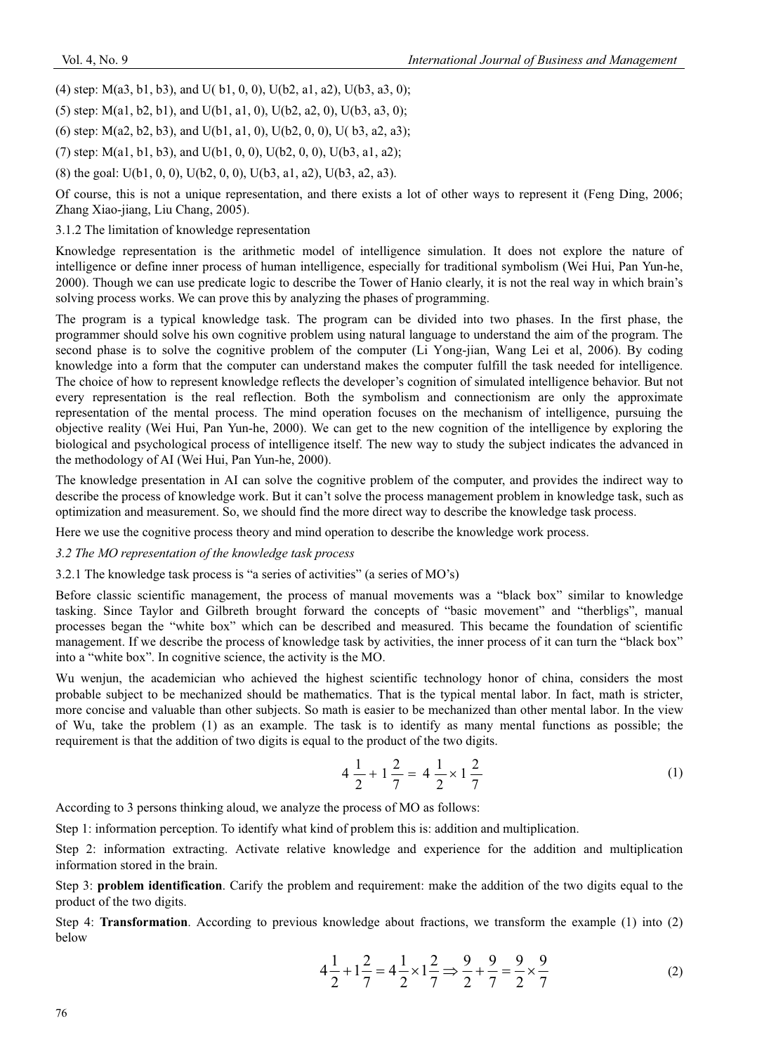(4) step: M(a3, b1, b3), and U( b1, 0, 0), U(b2, a1, a2), U(b3, a3, 0);

(5) step: M(a1, b2, b1), and U(b1, a1, 0), U(b2, a2, 0), U(b3, a3, 0);

(6) step: M(a2, b2, b3), and U(b1, a1, 0), U(b2, 0, 0), U( b3, a2, a3);

(7) step: M(a1, b1, b3), and U(b1, 0, 0), U(b2, 0, 0), U(b3, a1, a2);

(8) the goal: U(b1, 0, 0), U(b2, 0, 0), U(b3, a1, a2), U(b3, a2, a3).

Of course, this is not a unique representation, and there exists a lot of other ways to represent it (Feng Ding, 2006; Zhang Xiao-jiang, Liu Chang, 2005).

3.1.2 The limitation of knowledge representation

Knowledge representation is the arithmetic model of intelligence simulation. It does not explore the nature of intelligence or define inner process of human intelligence, especially for traditional symbolism (Wei Hui, Pan Yun-he, 2000). Though we can use predicate logic to describe the Tower of Hanio clearly, it is not the real way in which brain's solving process works. We can prove this by analyzing the phases of programming.

The program is a typical knowledge task. The program can be divided into two phases. In the first phase, the programmer should solve his own cognitive problem using natural language to understand the aim of the program. The second phase is to solve the cognitive problem of the computer (Li Yong-jian, Wang Lei et al, 2006). By coding knowledge into a form that the computer can understand makes the computer fulfill the task needed for intelligence. The choice of how to represent knowledge reflects the developer's cognition of simulated intelligence behavior. But not every representation is the real reflection. Both the symbolism and connectionism are only the approximate representation of the mental process. The mind operation focuses on the mechanism of intelligence, pursuing the objective reality (Wei Hui, Pan Yun-he, 2000). We can get to the new cognition of the intelligence by exploring the biological and psychological process of intelligence itself. The new way to study the subject indicates the advanced in the methodology of AI (Wei Hui, Pan Yun-he, 2000).

The knowledge presentation in AI can solve the cognitive problem of the computer, and provides the indirect way to describe the process of knowledge work. But it can't solve the process management problem in knowledge task, such as optimization and measurement. So, we should find the more direct way to describe the knowledge task process.

Here we use the cognitive process theory and mind operation to describe the knowledge work process.

*3.2 The MO representation of the knowledge task process*

3.2.1 The knowledge task process is "a series of activities" (a series of MO's)

Before classic scientific management, the process of manual movements was a "black box" similar to knowledge tasking. Since Taylor and Gilbreth brought forward the concepts of "basic movement" and "therbligs", manual processes began the "white box" which can be described and measured. This became the foundation of scientific management. If we describe the process of knowledge task by activities, the inner process of it can turn the "black box" into a "white box". In cognitive science, the activity is the MO.

Wu wenjun, the academician who achieved the highest scientific technology honor of china, considers the most probable subject to be mechanized should be mathematics. That is the typical mental labor. In fact, math is stricter, more concise and valuable than other subjects. So math is easier to be mechanized than other mental labor. In the view of Wu, take the problem (1) as an example. The task is to identify as many mental functions as possible; the requirement is that the addition of two digits is equal to the product of the two digits.

$$4\frac{1}{2}+1\frac{2}{7}=4\frac{1}{2}\times 1\frac{2}{7} \tag{1}$$

According to 3 persons thinking aloud, we analyze the process of MO as follows:

Step 1: information perception. To identify what kind of problem this is: addition and multiplication.

Step 2: information extracting. Activate relative knowledge and experience for the addition and multiplication information stored in the brain.

Step 3: **problem identification**. Carify the problem and requirement: make the addition of the two digits equal to the product of the two digits.

Step 4: **Transformation**. According to previous knowledge about fractions, we transform the example (1) into (2) below

$$4\frac{1}{2}+1\frac{2}{7}=4\frac{1}{2}\times 1\frac{2}{7} \Rightarrow \frac{9}{2}+\frac{9}{7}=\frac{9}{2}\times\frac{9}{7} \tag{2}$$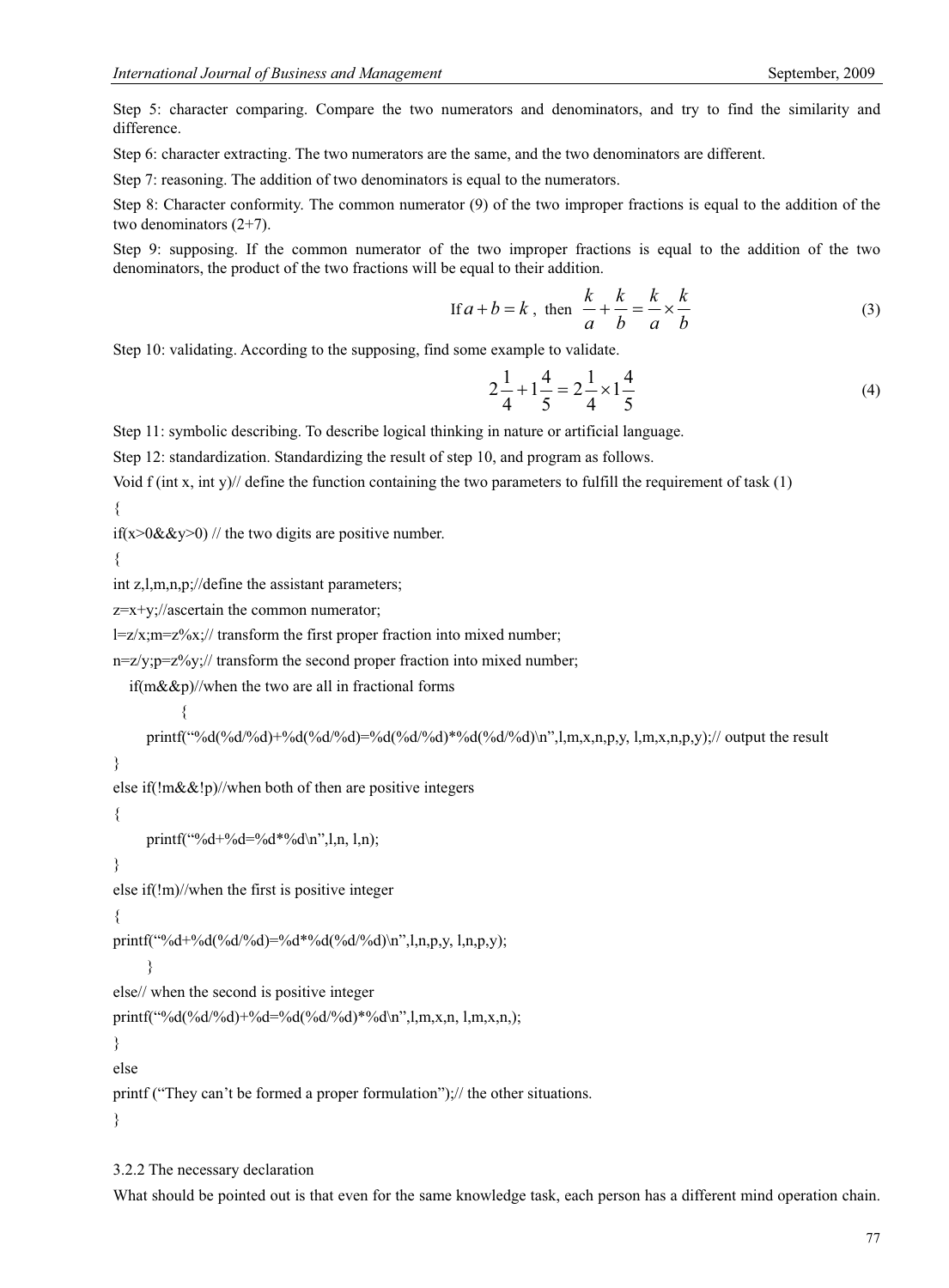Step 5: character comparing. Compare the two numerators and denominators, and try to find the similarity and difference.

Step 6: character extracting. The two numerators are the same, and the two denominators are different.

Step 7: reasoning. The addition of two denominators is equal to the numerators.

Step 8: Character conformity. The common numerator (9) of the two improper fractions is equal to the addition of the two denominators (2+7).

Step 9: supposing. If the common numerator of the two improper fractions is equal to the addition of the two denominators, the product of the two fractions will be equal to their addition.

$$\text{If } a+b=k\text{, then } \frac{k}{a}+\frac{k}{b}=\frac{k}{a}\times\frac{k}{b} \tag{3}$$

Step 10: validating. According to the supposing, find some example to validate.

$$2\frac{1}{4}+1\frac{4}{5}=2\frac{1}{4}\times1\frac{4}{5} \tag{4}$$

Step 11: symbolic describing. To describe logical thinking in nature or artificial language.

Step 12: standardization. Standardizing the result of step 10, and program as follows.

```
Void f (int x, int y)// define the function containing the two parameters to fulfill the requirement of task (1)
{
if(x>0&&y>0) // the two digits are positive number.
{
int z,l,m,n,p;//define the assistant parameters;
z=x+y;//ascertain the common numerator;
l=z/x;m=z%x;// transform the first proper fraction into mixed number;
n=z/y;p=z%y;// transform the second proper fraction into mixed number;
   if(m&&p)//when the two are all in fractional forms
          {
      printf("%d(%d/%d)+%d(%d/%d)=%d(%d/%d)*%d(%d/%d)\n",l,m,x,n,p,y, l,m,x,n,p,y);// output the result
}
else if(!m&&!p)//when both of then are positive integers
{
      printf("%d+%d=%d*%d\n",l,n, l,n);
}
else if(!m)//when the first is positive integer
{
printf("%d+%d(%d/%d)=%d*%d(%d/%d)\n",l,n,p,y, l,n,p,y);
      }
else// when the second is positive integer
printf("%d(%d/%d)+%d=%d(%d/%d)*%d\n",l,m,x,n, l,m,x,n,);
}
else
printf ("They can't be formed a proper formulation");// the other situations.
}
```

#### 3.2.2 The necessary declaration

What should be pointed out is that even for the same knowledge task, each person has a different mind operation chain.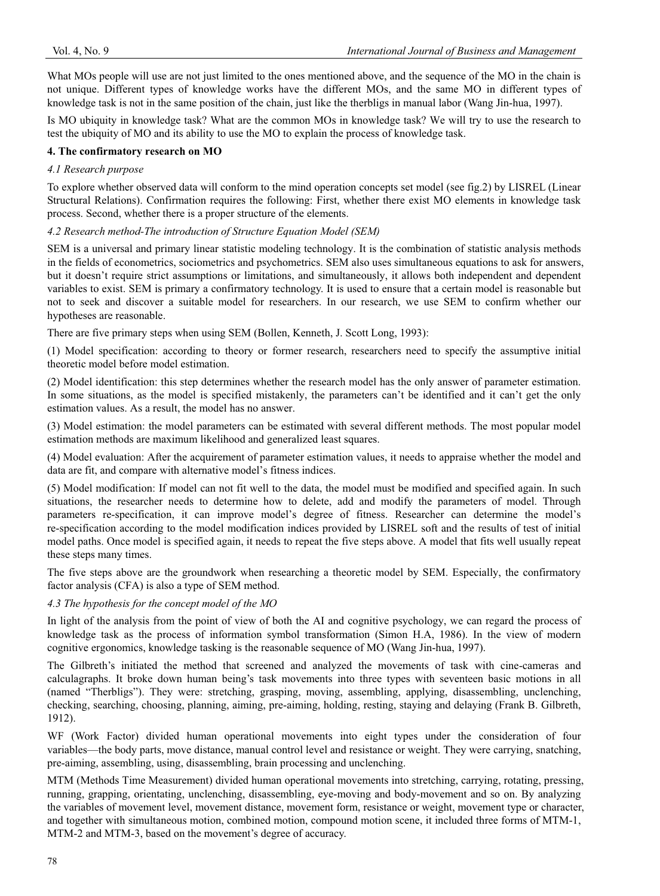What MOs people will use are not just limited to the ones mentioned above, and the sequence of the MO in the chain is not unique. Different types of knowledge works have the different MOs, and the same MO in different types of knowledge task is not in the same position of the chain, just like the therbligs in manual labor (Wang Jin-hua, 1997).

Is MO ubiquity in knowledge task? What are the common MOs in knowledge task? We will try to use the research to test the ubiquity of MO and its ability to use the MO to explain the process of knowledge task.

**4. The confirmatory research on MO**

*4.1 Research purpose*

To explore whether observed data will conform to the mind operation concepts set model (see fig.2) by LISREL (Linear Structural Relations). Confirmation requires the following: First, whether there exist MO elements in knowledge task process. Second, whether there is a proper structure of the elements.

*4.2 Research method-The introduction of Structure Equation Model (SEM)*

SEM is a universal and primary linear statistic modeling technology. It is the combination of statistic analysis methods in the fields of econometrics, sociometrics and psychometrics. SEM also uses simultaneous equations to ask for answers, but it doesn't require strict assumptions or limitations, and simultaneously, it allows both independent and dependent variables to exist. SEM is primary a confirmatory technology. It is used to ensure that a certain model is reasonable but not to seek and discover a suitable model for researchers. In our research, we use SEM to confirm whether our hypotheses are reasonable.

There are five primary steps when using SEM (Bollen, Kenneth, J. Scott Long, 1993):

(1) Model specification: according to theory or former research, researchers need to specify the assumptive initial theoretic model before model estimation.

(2) Model identification: this step determines whether the research model has the only answer of parameter estimation. In some situations, as the model is specified mistakenly, the parameters can't be identified and it can't get the only estimation values. As a result, the model has no answer.

(3) Model estimation: the model parameters can be estimated with several different methods. The most popular model estimation methods are maximum likelihood and generalized least squares.

(4) Model evaluation: After the acquirement of parameter estimation values, it needs to appraise whether the model and data are fit, and compare with alternative model's fitness indices.

(5) Model modification: If model can not fit well to the data, the model must be modified and specified again. In such situations, the researcher needs to determine how to delete, add and modify the parameters of model. Through parameters re-specification, it can improve model's degree of fitness. Researcher can determine the model's re-specification according to the model modification indices provided by LISREL soft and the results of test of initial model paths. Once model is specified again, it needs to repeat the five steps above. A model that fits well usually repeat these steps many times.

The five steps above are the groundwork when researching a theoretic model by SEM. Especially, the confirmatory factor analysis (CFA) is also a type of SEM method.

*4.3 The hypothesis for the concept model of the MO*

In light of the analysis from the point of view of both the AI and cognitive psychology, we can regard the process of knowledge task as the process of information symbol transformation (Simon H.A, 1986). In the view of modern cognitive ergonomics, knowledge tasking is the reasonable sequence of MO (Wang Jin-hua, 1997).

The Gilbreth's initiated the method that screened and analyzed the movements of task with cine-cameras and calculagraphs. It broke down human being's task movements into three types with seventeen basic motions in all (named "Therbligs"). They were: stretching, grasping, moving, assembling, applying, disassembling, unclenching, checking, searching, choosing, planning, aiming, pre-aiming, holding, resting, staying and delaying (Frank B. Gilbreth, 1912).

WF (Work Factor) divided human operational movements into eight types under the consideration of four variables—the body parts, move distance, manual control level and resistance or weight. They were carrying, snatching, pre-aiming, assembling, using, disassembling, brain processing and unclenching.

MTM (Methods Time Measurement) divided human operational movements into stretching, carrying, rotating, pressing, running, grapping, orientating, unclenching, disassembling, eye-moving and body-movement and so on. By analyzing the variables of movement level, movement distance, movement form, resistance or weight, movement type or character, and together with simultaneous motion, combined motion, compound motion scene, it included three forms of MTM-1, MTM-2 and MTM-3, based on the movement's degree of accuracy.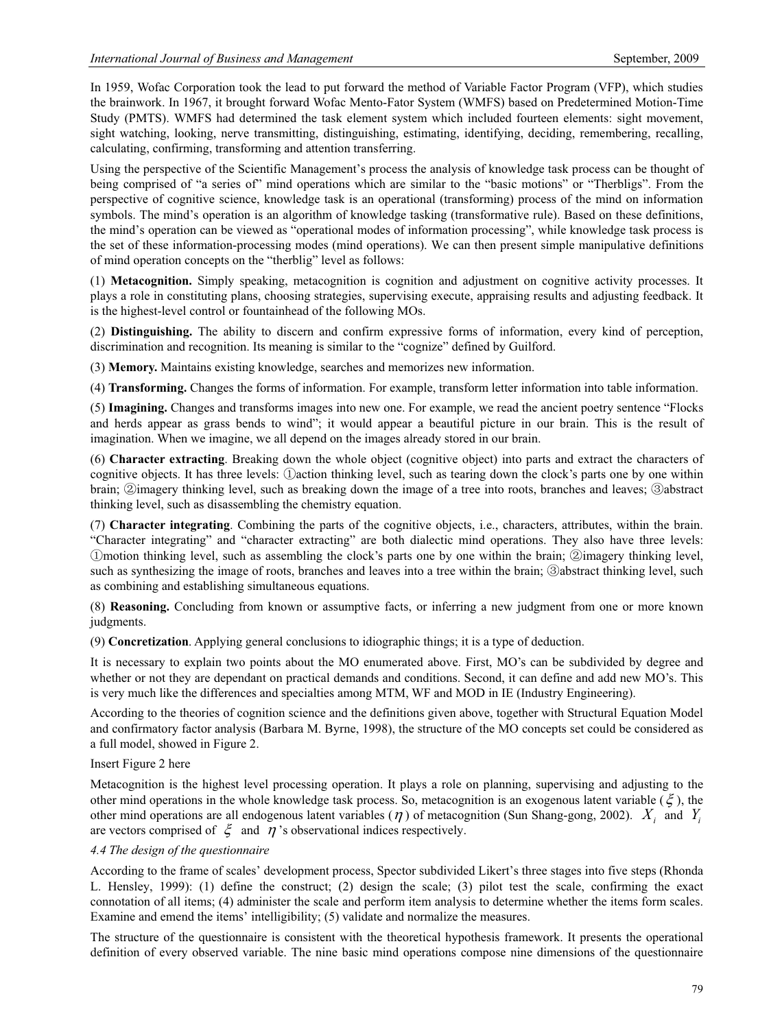In 1959, Wofac Corporation took the lead to put forward the method of Variable Factor Program (VFP), which studies the brainwork. In 1967, it brought forward Wofac Mento-Fator System (WMFS) based on Predetermined Motion-Time Study (PMTS). WMFS had determined the task element system which included fourteen elements: sight movement, sight watching, looking, nerve transmitting, distinguishing, estimating, identifying, deciding, remembering, recalling, calculating, confirming, transforming and attention transferring.

Using the perspective of the Scientific Management's process the analysis of knowledge task process can be thought of being comprised of "a series of" mind operations which are similar to the "basic motions" or "Therbligs". From the perspective of cognitive science, knowledge task is an operational (transforming) process of the mind on information symbols. The mind's operation is an algorithm of knowledge tasking (transformative rule). Based on these definitions, the mind's operation can be viewed as "operational modes of information processing", while knowledge task process is the set of these information-processing modes (mind operations). We can then present simple manipulative definitions of mind operation concepts on the "therblig" level as follows:

(1) **Metacognition.** Simply speaking, metacognition is cognition and adjustment on cognitive activity processes. It plays a role in constituting plans, choosing strategies, supervising execute, appraising results and adjusting feedback. It is the highest-level control or fountainhead of the following MOs.

(2) **Distinguishing.** The ability to discern and confirm expressive forms of information, every kind of perception, discrimination and recognition. Its meaning is similar to the "cognize" defined by Guilford.

(3) **Memory.** Maintains existing knowledge, searches and memorizes new information.

(4) **Transforming.** Changes the forms of information. For example, transform letter information into table information.

(5) **Imagining.** Changes and transforms images into new one. For example, we read the ancient poetry sentence "Flocks and herds appear as grass bends to wind"; it would appear a beautiful picture in our brain. This is the result of imagination. When we imagine, we all depend on the images already stored in our brain.

(6) **Character extracting**. Breaking down the whole object (cognitive object) into parts and extract the characters of cognitive objects. It has three levels: ①action thinking level, such as tearing down the clock's parts one by one within brain; ②imagery thinking level, such as breaking down the image of a tree into roots, branches and leaves; ③abstract thinking level, such as disassembling the chemistry equation.

(7) **Character integrating**. Combining the parts of the cognitive objects, i.e., characters, attributes, within the brain. "Character integrating" and "character extracting" are both dialectic mind operations. They also have three levels: ①motion thinking level, such as assembling the clock's parts one by one within the brain; ②imagery thinking level, such as synthesizing the image of roots, branches and leaves into a tree within the brain; ③abstract thinking level, such as combining and establishing simultaneous equations.

(8) **Reasoning.** Concluding from known or assumptive facts, or inferring a new judgment from one or more known judgments.

(9) **Concretization**. Applying general conclusions to idiographic things; it is a type of deduction.

It is necessary to explain two points about the MO enumerated above. First, MO's can be subdivided by degree and whether or not they are dependant on practical demands and conditions. Second, it can define and add new MO's. This is very much like the differences and specialties among MTM, WF and MOD in IE (Industry Engineering).

According to the theories of cognition science and the definitions given above, together with Structural Equation Model and confirmatory factor analysis (Barbara M. Byrne, 1998), the structure of the MO concepts set could be considered as a full model, showed in Figure 2.

Insert Figure 2 here

Metacognition is the highest level processing operation. It plays a role on planning, supervising and adjusting to the other mind operations in the whole knowledge task process. So, metacognition is an exogenous latent variable ($\xi$), the other mind operations are all endogenous latent variables ($\eta$) of metacognition (Sun Shang-gong, 2002). $X_i$ and $Y_i$ are vectors comprised of $\xi$ and $\eta$'s observational indices respectively.

*4.4 The design of the questionnaire*

According to the frame of scales' development process, Spector subdivided Likert's three stages into five steps (Rhonda L. Hensley, 1999): (1) define the construct; (2) design the scale; (3) pilot test the scale, confirming the exact connotation of all items; (4) administer the scale and perform item analysis to determine whether the items form scales. Examine and emend the items' intelligibility; (5) validate and normalize the measures.

The structure of the questionnaire is consistent with the theoretical hypothesis framework. It presents the operational definition of every observed variable. The nine basic mind operations compose nine dimensions of the questionnaire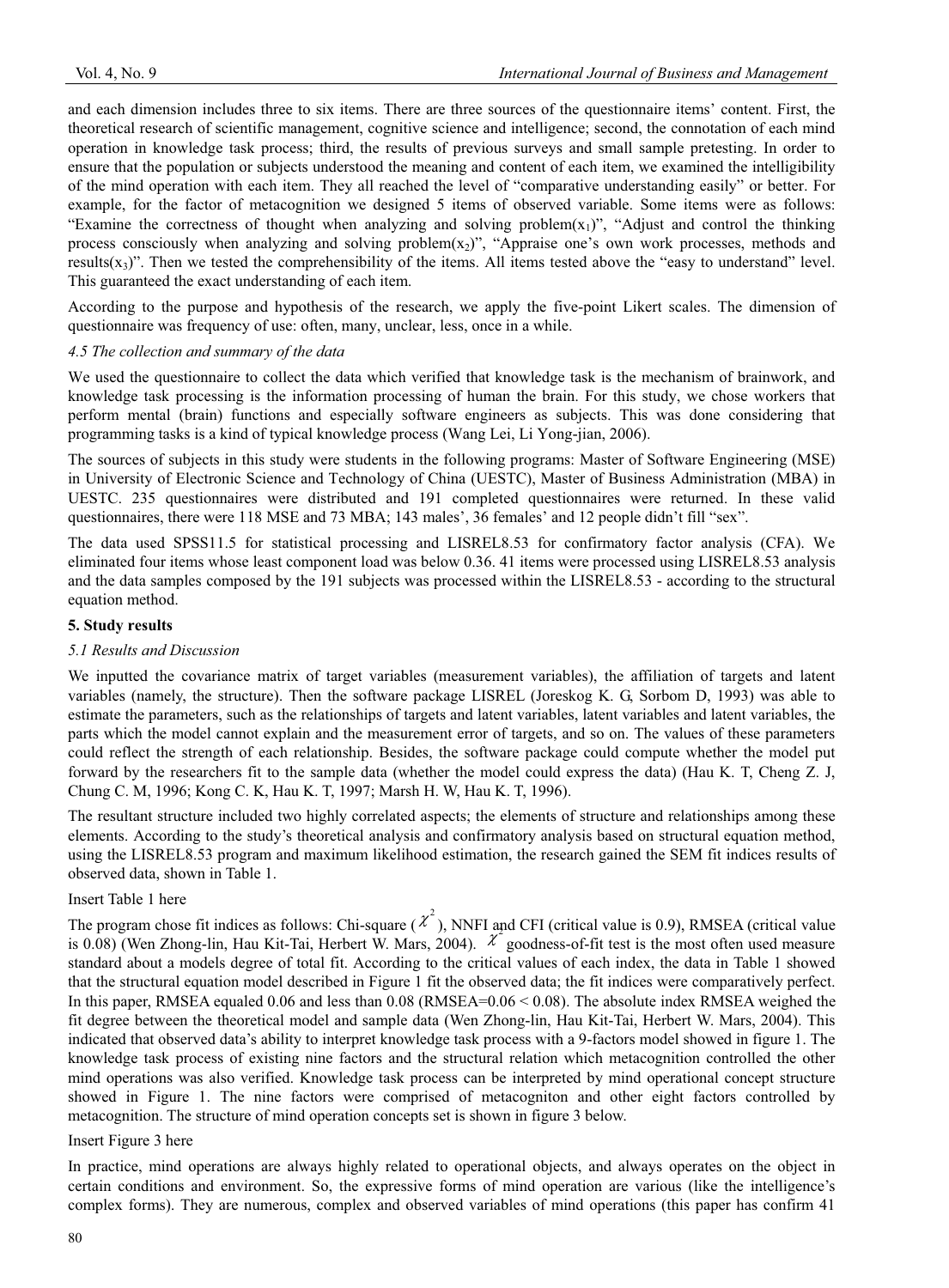and each dimension includes three to six items. There are three sources of the questionnaire items' content. First, the theoretical research of scientific management, cognitive science and intelligence; second, the connotation of each mind operation in knowledge task process; third, the results of previous surveys and small sample pretesting. In order to ensure that the population or subjects understood the meaning and content of each item, we examined the intelligibility of the mind operation with each item. They all reached the level of "comparative understanding easily" or better. For example, for the factor of metacognition we designed 5 items of observed variable. Some items were as follows: "Examine the correctness of thought when analyzing and solving problem($x_1$)", "Adjust and control the thinking process consciously when analyzing and solving problem($x_2$)", "Appraise one's own work processes, methods and results($x_3$)". Then we tested the comprehensibility of the items. All items tested above the "easy to understand" level. This guaranteed the exact understanding of each item.

According to the purpose and hypothesis of the research, we apply the five-point Likert scales. The dimension of questionnaire was frequency of use: often, many, unclear, less, once in a while.

*4.5 The collection and summary of the data*

We used the questionnaire to collect the data which verified that knowledge task is the mechanism of brainwork, and knowledge task processing is the information processing of human the brain. For this study, we chose workers that perform mental (brain) functions and especially software engineers as subjects. This was done considering that programming tasks is a kind of typical knowledge process (Wang Lei, Li Yong-jian, 2006).

The sources of subjects in this study were students in the following programs: Master of Software Engineering (MSE) in University of Electronic Science and Technology of China (UESTC), Master of Business Administration (MBA) in UESTC. 235 questionnaires were distributed and 191 completed questionnaires were returned. In these valid questionnaires, there were 118 MSE and 73 MBA; 143 males', 36 females' and 12 people didn't fill "sex".

The data used SPSS11.5 for statistical processing and LISREL8.53 for confirmatory factor analysis (CFA). We eliminated four items whose least component load was below 0.36. 41 items were processed using LISREL8.53 analysis and the data samples composed by the 191 subjects was processed within the LISREL8.53 - according to the structural equation method.

**5. Study results**

*5.1 Results and Discussion*

We inputted the covariance matrix of target variables (measurement variables), the affiliation of targets and latent variables (namely, the structure). Then the software package LISREL (Joreskog K. G, Sorbom D, 1993) was able to estimate the parameters, such as the relationships of targets and latent variables, latent variables and latent variables, the parts which the model cannot explain and the measurement error of targets, and so on. The values of these parameters could reflect the strength of each relationship. Besides, the software package could compute whether the model put forward by the researchers fit to the sample data (whether the model could express the data) (Hau K. T, Cheng Z. J, Chung C. M, 1996; Kong C. K, Hau K. T, 1997; Marsh H. W, Hau K. T, 1996).

The resultant structure included two highly correlated aspects; the elements of structure and relationships among these elements. According to the study's theoretical analysis and confirmatory analysis based on structural equation method, using the LISREL8.53 program and maximum likelihood estimation, the research gained the SEM fit indices results of observed data, shown in Table 1.

Insert Table 1 here

The program chose fit indices as follows: Chi-square ($\chi^2$), NNFI and CFI (critical value is 0.9), RMSEA (critical value is 0.08) (Wen Zhong-lin, Hau Kit-Tai, Herbert W. Mars, 2004). $\chi^2$ goodness-of-fit test is the most often used measure standard about a models degree of total fit. According to the critical values of each index, the data in Table 1 showed that the structural equation model described in Figure 1 fit the observed data; the fit indices were comparatively perfect. In this paper, RMSEA equaled 0.06 and less than 0.08 (RMSEA=0.06 < 0.08). The absolute index RMSEA weighed the fit degree between the theoretical model and sample data (Wen Zhong-lin, Hau Kit-Tai, Herbert W. Mars, 2004). This indicated that observed data's ability to interpret knowledge task process with a 9-factors model showed in figure 1. The knowledge task process of existing nine factors and the structural relation which metacognition controlled the other mind operations was also verified. Knowledge task process can be interpreted by mind operational concept structure showed in Figure 1. The nine factors were comprised of metacogniton and other eight factors controlled by metacognition. The structure of mind operation concepts set is shown in figure 3 below.

Insert Figure 3 here

In practice, mind operations are always highly related to operational objects, and always operates on the object in certain conditions and environment. So, the expressive forms of mind operation are various (like the intelligence's complex forms). They are numerous, complex and observed variables of mind operations (this paper has confirm 41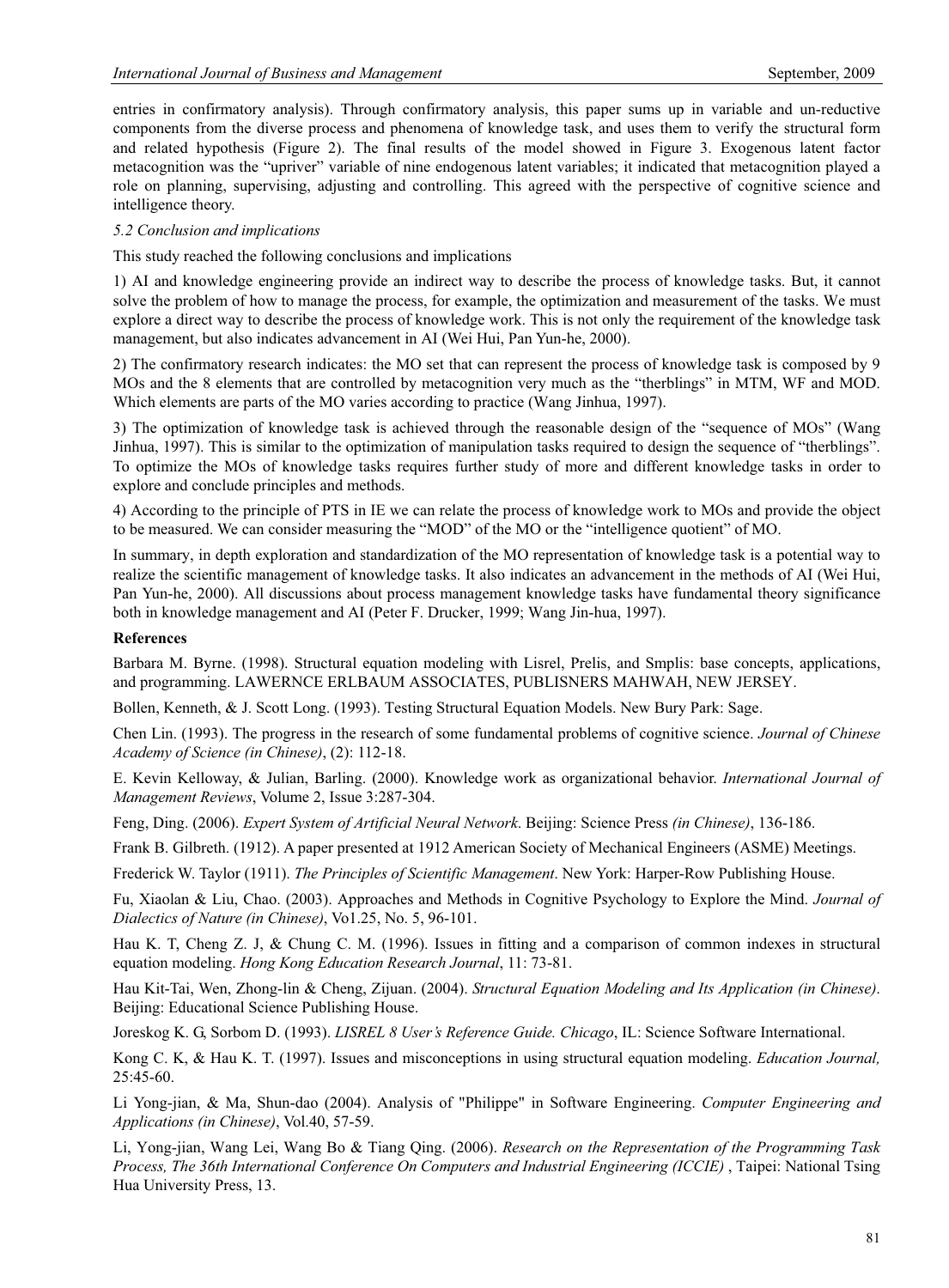entries in confirmatory analysis). Through confirmatory analysis, this paper sums up in variable and un-reductive components from the diverse process and phenomena of knowledge task, and uses them to verify the structural form and related hypothesis (Figure 2). The final results of the model showed in Figure 3. Exogenous latent factor metacognition was the "upriver" variable of nine endogenous latent variables; it indicated that metacognition played a role on planning, supervising, adjusting and controlling. This agreed with the perspective of cognitive science and intelligence theory.

*5.2 Conclusion and implications*

This study reached the following conclusions and implications

1) AI and knowledge engineering provide an indirect way to describe the process of knowledge tasks. But, it cannot solve the problem of how to manage the process, for example, the optimization and measurement of the tasks. We must explore a direct way to describe the process of knowledge work. This is not only the requirement of the knowledge task management, but also indicates advancement in AI (Wei Hui, Pan Yun-he, 2000).

2) The confirmatory research indicates: the MO set that can represent the process of knowledge task is composed by 9 MOs and the 8 elements that are controlled by metacognition very much as the "therblings" in MTM, WF and MOD. Which elements are parts of the MO varies according to practice (Wang Jinhua, 1997).

3) The optimization of knowledge task is achieved through the reasonable design of the "sequence of MOs" (Wang Jinhua, 1997). This is similar to the optimization of manipulation tasks required to design the sequence of "therblings". To optimize the MOs of knowledge tasks requires further study of more and different knowledge tasks in order to explore and conclude principles and methods.

4) According to the principle of PTS in IE we can relate the process of knowledge work to MOs and provide the object to be measured. We can consider measuring the "MOD" of the MO or the "intelligence quotient" of MO.

In summary, in depth exploration and standardization of the MO representation of knowledge task is a potential way to realize the scientific management of knowledge tasks. It also indicates an advancement in the methods of AI (Wei Hui, Pan Yun-he, 2000). All discussions about process management knowledge tasks have fundamental theory significance both in knowledge management and AI (Peter F. Drucker, 1999; Wang Jin-hua, 1997).

**References**

Barbara M. Byrne. (1998). Structural equation modeling with Lisrel, Prelis, and Smplis: base concepts, applications, and programming. LAWERNCE ERLBAUM ASSOCIATES, PUBLISNERS MAHWAH, NEW JERSEY.

Bollen, Kenneth, & J. Scott Long. (1993). Testing Structural Equation Models. New Bury Park: Sage.

Chen Lin. (1993). The progress in the research of some fundamental problems of cognitive science. *Journal of Chinese Academy of Science (in Chinese)*, (2): 112-18.

E. Kevin Kelloway, & Julian, Barling. (2000). Knowledge work as organizational behavior. *International Journal of Management Reviews*, Volume 2, Issue 3:287-304.

Feng, Ding. (2006). *Expert System of Artificial Neural Network*. Beijing: Science Press *(in Chinese)*, 136-186.

Frank B. Gilbreth. (1912). A paper presented at 1912 American Society of Mechanical Engineers (ASME) Meetings.

Frederick W. Taylor (1911). *The Principles of Scientific Management*. New York: Harper-Row Publishing House.

Fu, Xiaolan & Liu, Chao. (2003). Approaches and Methods in Cognitive Psychology to Explore the Mind. *Journal of Dialectics of Nature (in Chinese)*, Vo1.25, No. 5, 96-101.

Hau K. T, Cheng Z. J, & Chung C. M. (1996). Issues in fitting and a comparison of common indexes in structural equation modeling. *Hong Kong Education Research Journal*, 11: 73-81.

Hau Kit-Tai, Wen, Zhong-lin & Cheng, Zijuan. (2004). *Structural Equation Modeling and Its Application (in Chinese)*. Beijing: Educational Science Publishing House.

Joreskog K. G, Sorbom D. (1993). *LISREL 8 User's Reference Guide. Chicago*, IL: Science Software International.

Kong C. K, & Hau K. T. (1997). Issues and misconceptions in using structural equation modeling. *Education Journal,* 25:45-60.

Li Yong-jian, & Ma, Shun-dao (2004). Analysis of "Philippe" in Software Engineering. *Computer Engineering and Applications (in Chinese)*, Vol.40, 57-59.

Li, Yong-jian, Wang Lei, Wang Bo & Tiang Qing. (2006). *Research on the Representation of the Programming Task Process, The 36th International Conference On Computers and Industrial Engineering (ICCIE)* , Taipei: National Tsing Hua University Press, 13.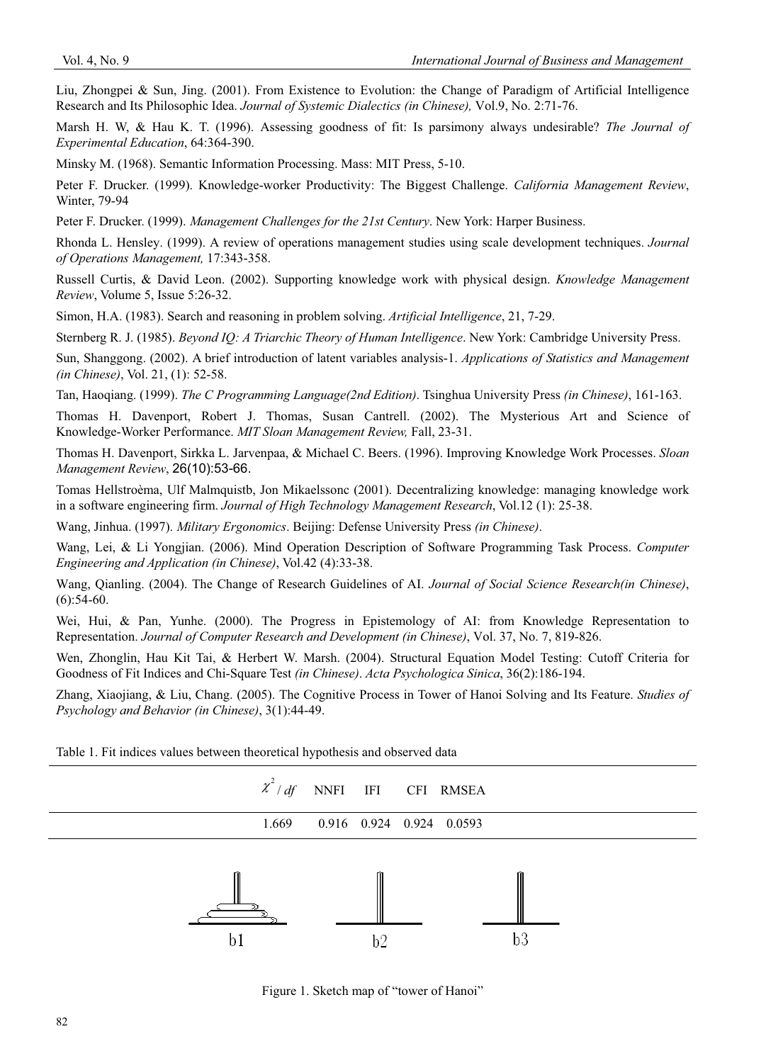Liu, Zhongpei & Sun, Jing. (2001). From Existence to Evolution: the Change of Paradigm of Artificial Intelligence Research and Its Philosophic Idea. *Journal of Systemic Dialectics (in Chinese),* Vol.9, No. 2:71-76.

Marsh H. W, & Hau K. T. (1996). Assessing goodness of fit: Is parsimony always undesirable? *The Journal of Experimental Education*, 64:364-390.

Minsky M. (1968). Semantic Information Processing. Mass: MIT Press, 5-10.

Peter F. Drucker. (1999). Knowledge-worker Productivity: The Biggest Challenge. *California Management Review*, Winter, 79-94

Peter F. Drucker. (1999). *Management Challenges for the 21st Century*. New York: Harper Business.

Rhonda L. Hensley. (1999). A review of operations management studies using scale development techniques. *Journal of Operations Management,* 17:343-358.

Russell Curtis, & David Leon. (2002). Supporting knowledge work with physical design. *Knowledge Management Review*, Volume 5, Issue 5:26-32.

Simon, H.A. (1983). Search and reasoning in problem solving. *Artificial Intelligence*, 21, 7-29.

Sternberg R. J. (1985). *Beyond IQ: A Triarchic Theory of Human Intelligence*. New York: Cambridge University Press.

Sun, Shanggong. (2002). A brief introduction of latent variables analysis-1. *Applications of Statistics and Management (in Chinese)*, Vol. 21, (1): 52-58.

Tan, Haoqiang. (1999). *The C Programming Language(2nd Edition)*. Tsinghua University Press *(in Chinese)*, 161-163.

Thomas H. Davenport, Robert J. Thomas, Susan Cantrell. (2002). The Mysterious Art and Science of Knowledge-Worker Performance. *MIT Sloan Management Review,* Fall, 23-31.

Thomas H. Davenport, Sirkka L. Jarvenpaa, & Michael C. Beers. (1996). Improving Knowledge Work Processes. *Sloan Management Review*, 26(10):53-66.

Tomas Hellstroèma, Ulf Malmquistb, Jon Mikaelssonc (2001). Decentralizing knowledge: managing knowledge work in a software engineering firm. *Journal of High Technology Management Research*, Vol.12 (1): 25-38.

Wang, Jinhua. (1997). *Military Ergonomics*. Beijing: Defense University Press *(in Chinese)*.

Wang, Lei, & Li Yongjian. (2006). Mind Operation Description of Software Programming Task Process. *Computer Engineering and Application (in Chinese)*, Vol.42 (4):33-38.

Wang, Qianling. (2004). The Change of Research Guidelines of AI. *Journal of Social Science Research(in Chinese)*, (6):54-60.

Wei, Hui, & Pan, Yunhe. (2000). The Progress in Epistemology of AI: from Knowledge Representation to Representation. *Journal of Computer Research and Development (in Chinese)*, Vol. 37, No. 7, 819-826.

Wen, Zhonglin, Hau Kit Tai, & Herbert W. Marsh. (2004). Structural Equation Model Testing: Cutoff Criteria for Goodness of Fit Indices and Chi-Square Test *(in Chinese)*. *Acta Psychologica Sinica*, 36(2):186-194.

Zhang, Xiaojiang, & Liu, Chang. (2005). The Cognitive Process in Tower of Hanoi Solving and Its Feature. *Studies of Psychology and Behavior (in Chinese)*, 3(1):44-49.

Table 1. Fit indices values between theoretical hypothesis and observed data

| $\chi^2/df$ | NNFI | IFI | CFI | RMSEA |
|---|---|---|---|---|
| 1.669 | 0.916 | 0.924 | 0.924 | 0.0593 |

b1 b2 b3

Figure 1. Sketch map of "tower of Hanoi"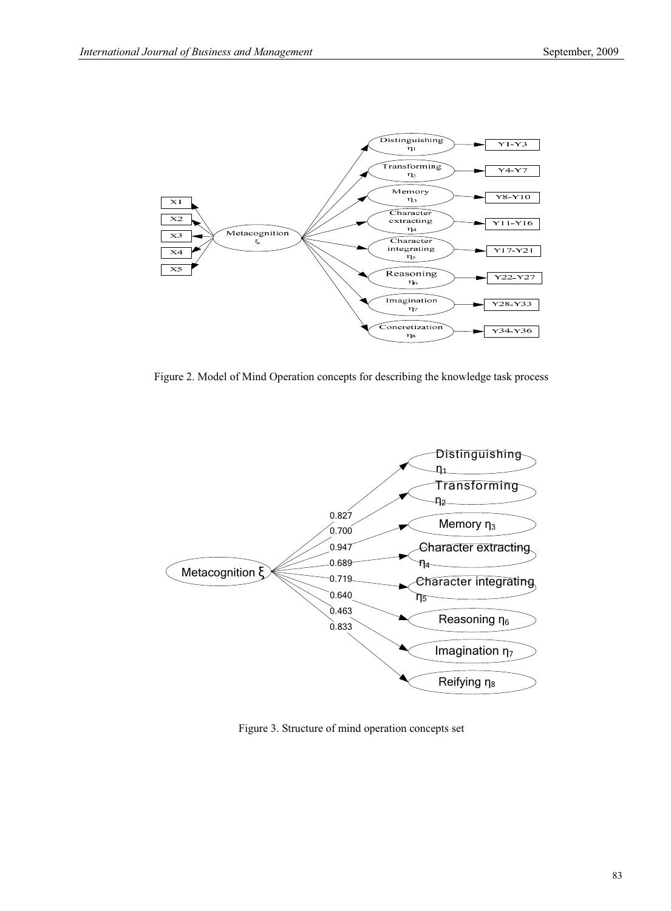X1

X2

X3

X4

X5

Metacognition $\xi$

Distinguishing $\eta_1$

Transforming $\eta_2$

Memory $\eta_3$

Character extracting $\eta_4$

Character integrating $\eta_5$

Reasoning $\eta_6$

Imagination $\eta_7$

Concretization $\eta_8$

Y1-Y3

Y4-Y7

Y8-Y10

Y11-Y16

Y17-Y21

Y22-Y27

Y28-Y33

Y34-Y36

Figure 2. Model of Mind Operation concepts for describing the knowledge task process

Metacognition $\xi$

0.827

0.700

0.947

0.689

0.719

0.640

0.463

0.833

Distinguishing $\eta_1$

Transforming $\eta_2$

Memory $\eta_3$

Character extracting $\eta_4$

Character integrating $\eta_5$

Reasoning $\eta_6$

Imagination $\eta_7$

Reifying $\eta_8$

Figure 3. Structure of mind operation concepts set